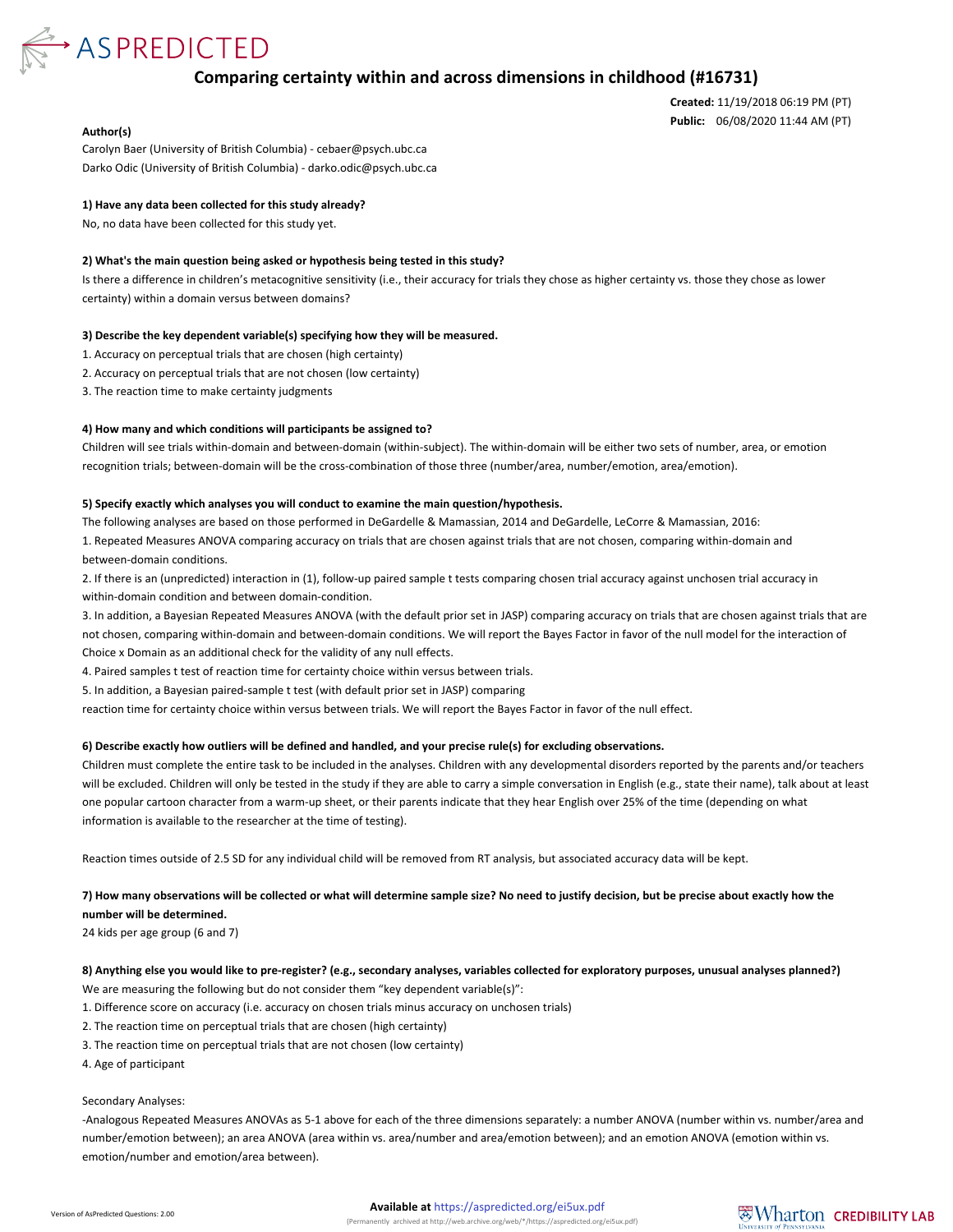ASPREDICTED

# Comparing certainty within and across dimensions in childhood (#16731)

**Created:** 11/19/2018 06:19 PM (PT)
**Public:** 06/08/2020 11:44 AM (PT)

**Author(s)**

Carolyn Baer (University of British Columbia) - cebaer@psych.ubc.ca
Darko Odic (University of British Columbia) - darko.odic@psych.ubc.ca

**1) Have any data been collected for this study already?**

No, no data have been collected for this study yet.

**2) What's the main question being asked or hypothesis being tested in this study?**

Is there a difference in children's metacognitive sensitivity (i.e., their accuracy for trials they chose as higher certainty vs. those they chose as lower certainty) within a domain versus between domains?

**3) Describe the key dependent variable(s) specifying how they will be measured.**

1. Accuracy on perceptual trials that are chosen (high certainty)
2. Accuracy on perceptual trials that are not chosen (low certainty)
3. The reaction time to make certainty judgments

**4) How many and which conditions will participants be assigned to?**

Children will see trials within-domain and between-domain (within-subject). The within-domain will be either two sets of number, area, or emotion recognition trials; between-domain will be the cross-combination of those three (number/area, number/emotion, area/emotion).

**5) Specify exactly which analyses you will conduct to examine the main question/hypothesis.**

The following analyses are based on those performed in DeGardelle & Mamassian, 2014 and DeGardelle, LeCorre & Mamassian, 2016:

1. Repeated Measures ANOVA comparing accuracy on trials that are chosen against trials that are not chosen, comparing within-domain and between-domain conditions.
2. If there is an (unpredicted) interaction in (1), follow-up paired sample t tests comparing chosen trial accuracy against unchosen trial accuracy in within-domain condition and between domain-condition.
3. In addition, a Bayesian Repeated Measures ANOVA (with the default prior set in JASP) comparing accuracy on trials that are chosen against trials that are not chosen, comparing within-domain and between-domain conditions. We will report the Bayes Factor in favor of the null model for the interaction of Choice x Domain as an additional check for the validity of any null effects.
4. Paired samples t test of reaction time for certainty choice within versus between trials.
5. In addition, a Bayesian paired-sample t test (with default prior set in JASP) comparing reaction time for certainty choice within versus between trials. We will report the Bayes Factor in favor of the null effect.

**6) Describe exactly how outliers will be defined and handled, and your precise rule(s) for excluding observations.**

Children must complete the entire task to be included in the analyses. Children with any developmental disorders reported by the parents and/or teachers will be excluded. Children will only be tested in the study if they are able to carry a simple conversation in English (e.g., state their name), talk about at least one popular cartoon character from a warm-up sheet, or their parents indicate that they hear English over 25% of the time (depending on what information is available to the researcher at the time of testing).

Reaction times outside of 2.5 SD for any individual child will be removed from RT analysis, but associated accuracy data will be kept.

**7) How many observations will be collected or what will determine sample size? No need to justify decision, but be precise about exactly how the number will be determined.**

24 kids per age group (6 and 7)

**8) Anything else you would like to pre-register? (e.g., secondary analyses, variables collected for exploratory purposes, unusual analyses planned?)**

We are measuring the following but do not consider them "key dependent variable(s)":

1. Difference score on accuracy (i.e. accuracy on chosen trials minus accuracy on unchosen trials)
2. The reaction time on perceptual trials that are chosen (high certainty)
3. The reaction time on perceptual trials that are not chosen (low certainty)
4. Age of participant

Secondary Analyses:

-Analogous Repeated Measures ANOVAs as 5-1 above for each of the three dimensions separately: a number ANOVA (number within vs. number/area and number/emotion between); an area ANOVA (area within vs. area/number and area/emotion between); and an emotion ANOVA (emotion within vs. emotion/number and emotion/area between).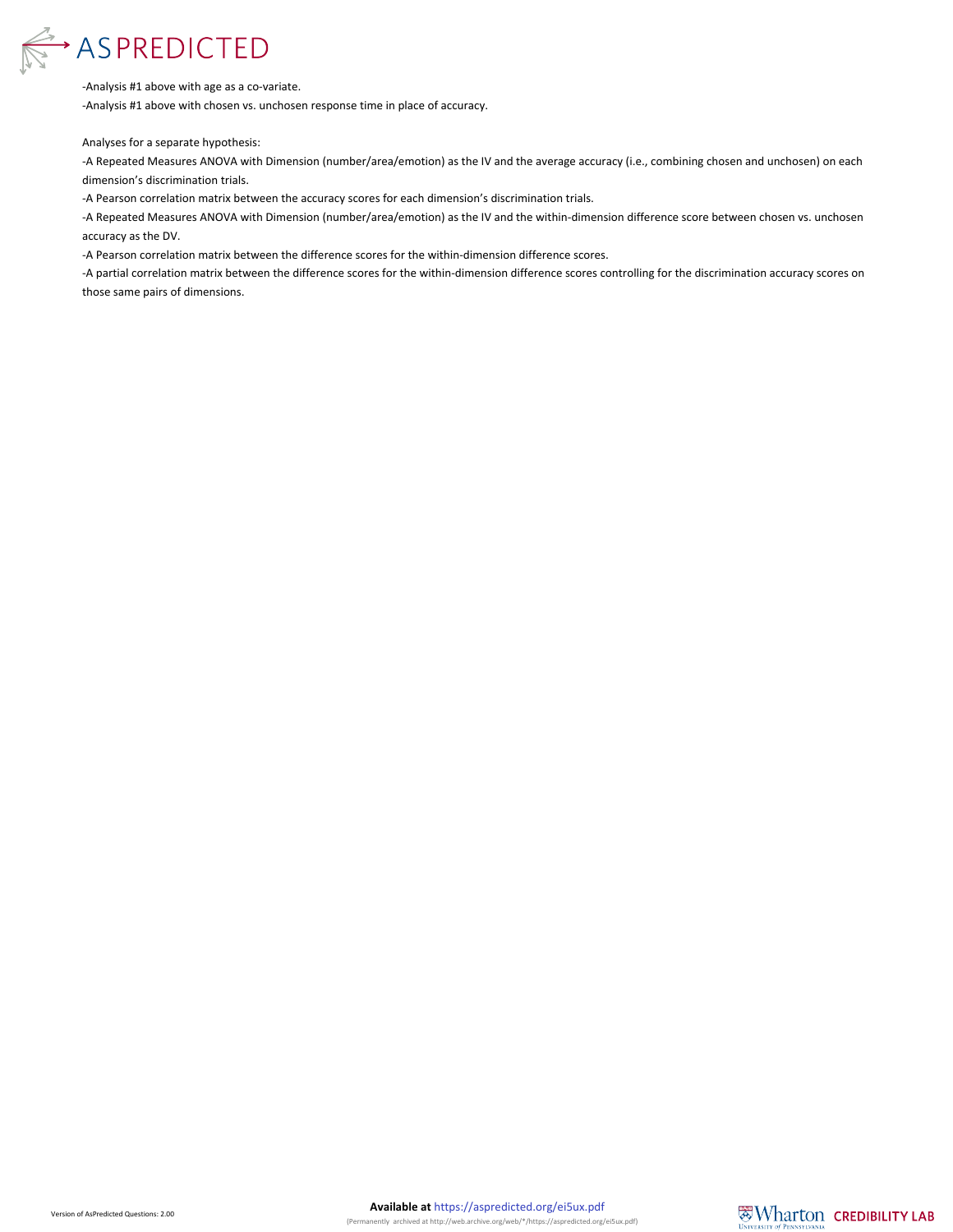-Analysis #1 above with age as a co-variate.
-Analysis #1 above with chosen vs. unchosen response time in place of accuracy.

Analyses for a separate hypothesis:
-A Repeated Measures ANOVA with Dimension (number/area/emotion) as the IV and the average accuracy (i.e., combining chosen and unchosen) on each dimension's discrimination trials.
-A Pearson correlation matrix between the accuracy scores for each dimension's discrimination trials.
-A Repeated Measures ANOVA with Dimension (number/area/emotion) as the IV and the within-dimension difference score between chosen vs. unchosen accuracy as the DV.
-A Pearson correlation matrix between the difference scores for the within-dimension difference scores.
-A partial correlation matrix between the difference scores for the within-dimension difference scores controlling for the discrimination accuracy scores on those same pairs of dimensions.